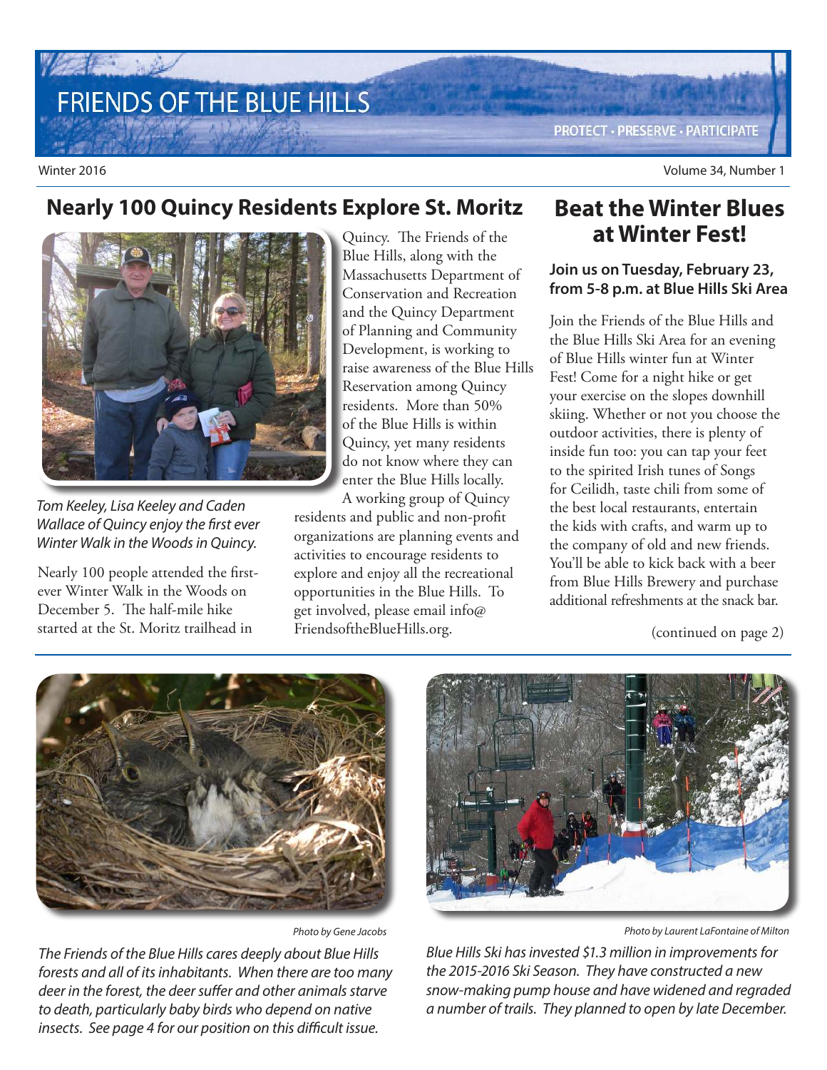# FRIENDS OF THE BLUE HILLS

PROTECT · PRESERVE · PARTICIPATE

Winter 2016 — Volume 34, Number 1

## Nearly 100 Quincy Residents Explore St. Moritz

*Tom Keeley, Lisa Keeley and Caden Wallace of Quincy enjoy the first ever Winter Walk in the Woods in Quincy.*

Nearly 100 people attended the first-ever Winter Walk in the Woods on December 5. The half-mile hike started at the St. Moritz trailhead in Quincy. The Friends of the Blue Hills, along with the Massachusetts Department of Conservation and Recreation and the Quincy Department of Planning and Community Development, is working to raise awareness of the Blue Hills Reservation among Quincy residents. More than 50% of the Blue Hills is within Quincy, yet many residents do not know where they can enter the Blue Hills locally.

A working group of Quincy residents and public and non-profit organizations are planning events and activities to encourage residents to explore and enjoy all the recreational opportunities in the Blue Hills. To get involved, please email info@FriendsoftheBlueHills.org.

## Beat the Winter Blues at Winter Fest!

**Join us on Tuesday, February 23, from 5-8 p.m. at Blue Hills Ski Area**

Join the Friends of the Blue Hills and the Blue Hills Ski Area for an evening of Blue Hills winter fun at Winter Fest! Come for a night hike or get your exercise on the slopes downhill skiing. Whether or not you choose the outdoor activities, there is plenty of inside fun too: you can tap your feet to the spirited Irish tunes of Songs for Ceilidh, taste chili from some of the best local restaurants, entertain the kids with crafts, and warm up to the company of old and new friends. You'll be able to kick back with a beer from Blue Hills Brewery and purchase additional refreshments at the snack bar.

(continued on page 2)

Photo by Gene Jacobs

*The Friends of the Blue Hills cares deeply about Blue Hills forests and all of its inhabitants. When there are too many deer in the forest, the deer suffer and other animals starve to death, particularly baby birds who depend on native insects. See page 4 for our position on this difficult issue.*

Photo by Laurent LaFontaine of Milton

*Blue Hills Ski has invested $1.3 million in improvements for the 2015-2016 Ski Season. They have constructed a new snow-making pump house and have widened and regraded a number of trails. They planned to open by late December.*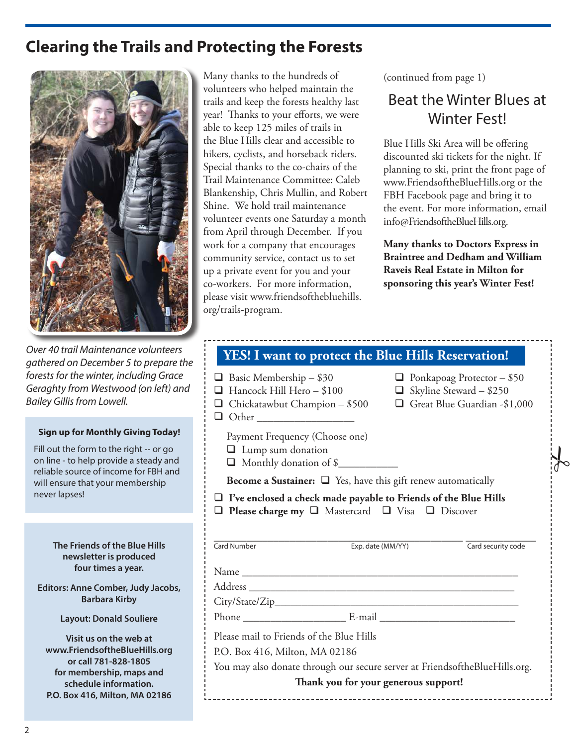## Clearing the Trails and Protecting the Forests

*Over 40 trail Maintenance volunteers gathered on December 5 to prepare the forests for the winter, including Grace Geraghty from Westwood (on left) and Bailey Gillis from Lowell.*

Many thanks to the hundreds of volunteers who helped maintain the trails and keep the forests healthy last year! Thanks to your efforts, we were able to keep 125 miles of trails in the Blue Hills clear and accessible to hikers, cyclists, and horseback riders. Special thanks to the co-chairs of the Trail Maintenance Committee: Caleb Blankenship, Chris Mullin, and Robert Shine. We hold trail maintenance volunteer events one Saturday a month from April through December. If you work for a company that encourages community service, contact us to set up a private event for you and your co-workers. For more information, please visit www.friendsofthebluehills.org/trails-program.

(continued from page 1)

## Beat the Winter Blues at Winter Fest!

Blue Hills Ski Area will be offering discounted ski tickets for the night. If planning to ski, print the front page of www.FriendsoftheBlueHills.org or the FBH Facebook page and bring it to the event. For more information, email info@FriendsoftheBlueHills.org.

**Many thanks to Doctors Express in Braintree and Dedham and William Raveis Real Estate in Milton for sponsoring this year's Winter Fest!**

### Sign up for Monthly Giving Today!

Fill out the form to the right -- or go on line - to help provide a steady and reliable source of income for FBH and will ensure that your membership never lapses!

**The Friends of the Blue Hills newsletter is produced four times a year.**

**Editors: Anne Comber, Judy Jacobs, Barbara Kirby**

**Layout: Donald Souliere**

**Visit us on the web at www.FriendsoftheBlueHills.org or call 781-828-1805 for membership, maps and schedule information.**
**P.O. Box 416, Milton, MA 02186**

### YES! I want to protect the Blue Hills Reservation!

- ❑ Basic Membership – $30
- ❑ Ponkapoag Protector – $50
- ❑ Hancock Hill Hero – $100
- ❑ Skyline Steward – $250
- ❑ Chickatawbut Champion – $500
- ❑ Great Blue Guardian -$1,000
- ❑ Other ________________

Payment Frequency (Choose one)

- ❑ Lump sum donation
- ❑ Monthly donation of $__________

**Become a Sustainer:** ❑ Yes, have this gift renew automatically

❑ **I've enclosed a check made payable to Friends of the Blue Hills**

❑ **Please charge my** ❑ Mastercard ❑ Visa ❑ Discover

Card Number ______________ Exp. date (MM/YY) ______________ Card security code ______________

Name ______________________________________________

Address ____________________________________________

City/State/Zip_______________________________________

Phone ___________________ E-mail _____________________

Please mail to Friends of the Blue Hills
P.O. Box 416, Milton, MA 02186
You may also donate through our secure server at FriendsoftheBlueHills.org.

**Thank you for your generous support!**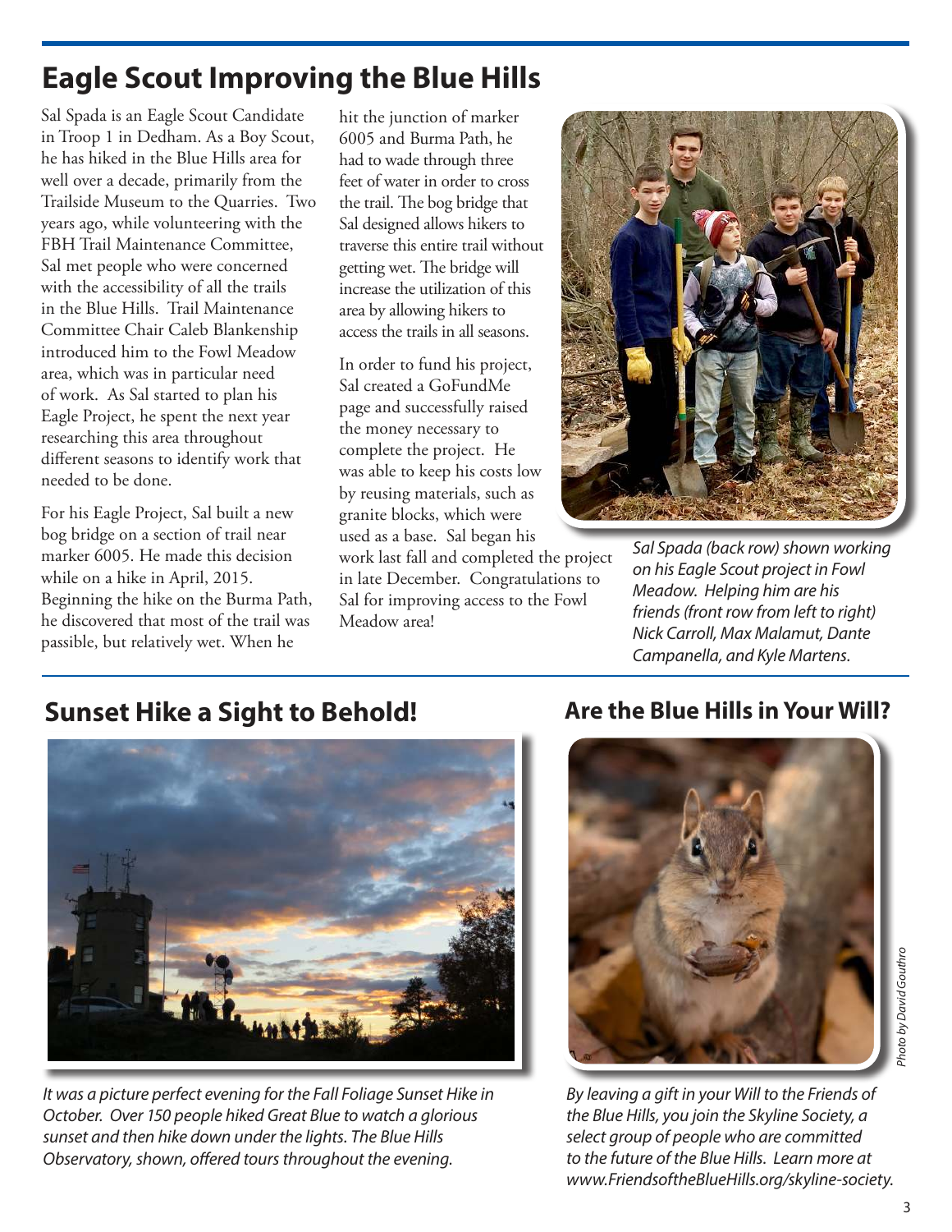## Eagle Scout Improving the Blue Hills

Sal Spada is an Eagle Scout Candidate in Troop 1 in Dedham. As a Boy Scout, he has hiked in the Blue Hills area for well over a decade, primarily from the Trailside Museum to the Quarries. Two years ago, while volunteering with the FBH Trail Maintenance Committee, Sal met people who were concerned with the accessibility of all the trails in the Blue Hills. Trail Maintenance Committee Chair Caleb Blankenship introduced him to the Fowl Meadow area, which was in particular need of work. As Sal started to plan his Eagle Project, he spent the next year researching this area throughout different seasons to identify work that needed to be done.

For his Eagle Project, Sal built a new bog bridge on a section of trail near marker 6005. He made this decision while on a hike in April, 2015. Beginning the hike on the Burma Path, he discovered that most of the trail was passible, but relatively wet. When he hit the junction of marker 6005 and Burma Path, he had to wade through three feet of water in order to cross the trail. The bog bridge that Sal designed allows hikers to traverse this entire trail without getting wet. The bridge will increase the utilization of this area by allowing hikers to access the trails in all seasons.

In order to fund his project, Sal created a GoFundMe page and successfully raised the money necessary to complete the project. He was able to keep his costs low by reusing materials, such as granite blocks, which were used as a base. Sal began his work last fall and completed the project in late December. Congratulations to Sal for improving access to the Fowl Meadow area!

*Sal Spada (back row) shown working on his Eagle Scout project in Fowl Meadow. Helping him are his friends (front row from left to right) Nick Carroll, Max Malamut, Dante Campanella, and Kyle Martens.*

## Sunset Hike a Sight to Behold!

*It was a picture perfect evening for the Fall Foliage Sunset Hike in October. Over 150 people hiked Great Blue to watch a glorious sunset and then hike down under the lights. The Blue Hills Observatory, shown, offered tours throughout the evening.*

## Are the Blue Hills in Your Will?

*Photo by David Gouthro*

*By leaving a gift in your Will to the Friends of the Blue Hills, you join the Skyline Society, a select group of people who are committed to the future of the Blue Hills. Learn more at www.FriendsoftheBlueHills.org/skyline-society.*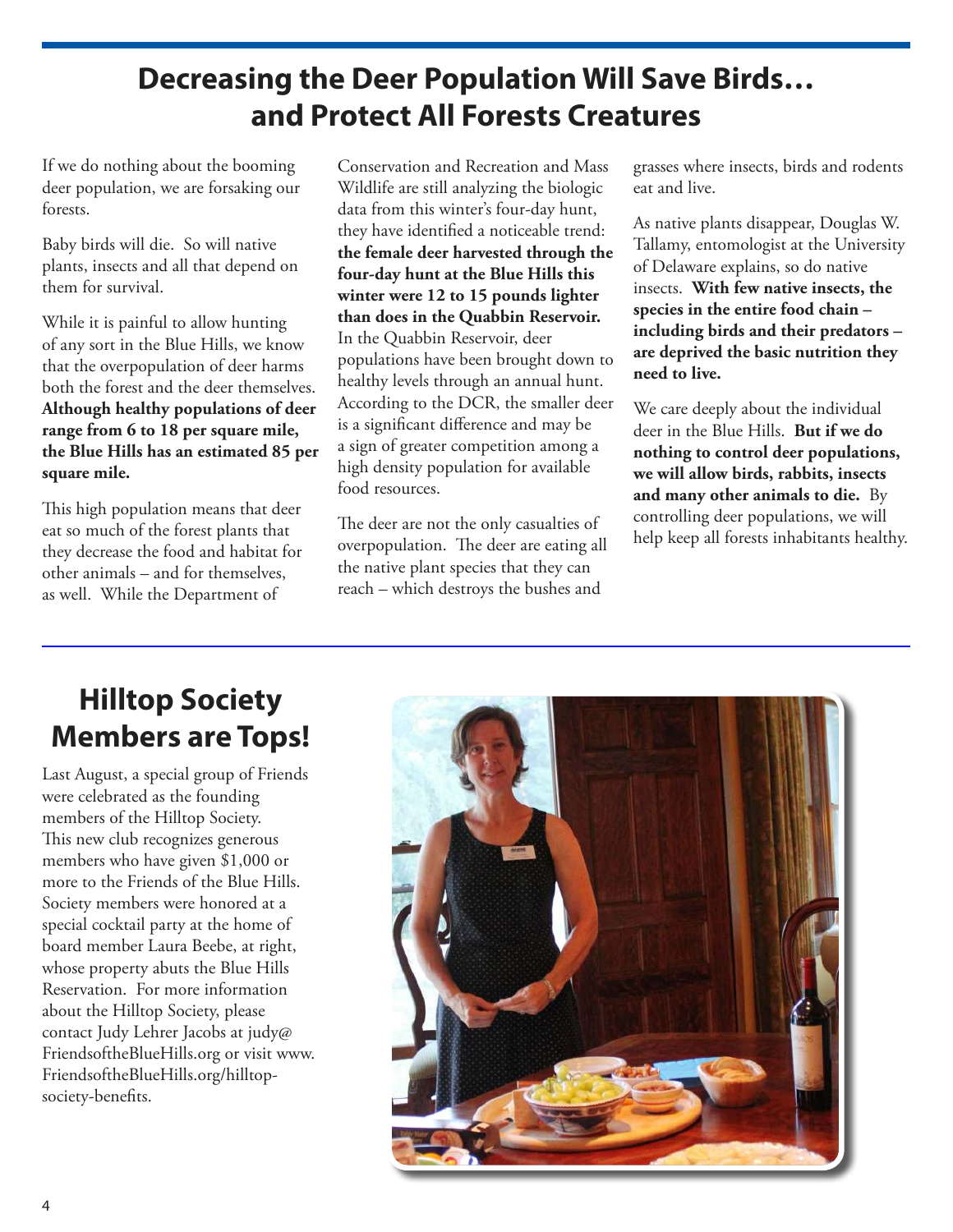# Decreasing the Deer Population Will Save Birds… and Protect All Forests Creatures

If we do nothing about the booming deer population, we are forsaking our forests.

Baby birds will die. So will native plants, insects and all that depend on them for survival.

While it is painful to allow hunting of any sort in the Blue Hills, we know that the overpopulation of deer harms both the forest and the deer themselves. **Although healthy populations of deer range from 6 to 18 per square mile, the Blue Hills has an estimated 85 per square mile.**

This high population means that deer eat so much of the forest plants that they decrease the food and habitat for other animals – and for themselves, as well. While the Department of Conservation and Recreation and Mass Wildlife are still analyzing the biologic data from this winter's four-day hunt, they have identified a noticeable trend: **the female deer harvested through the four-day hunt at the Blue Hills this winter were 12 to 15 pounds lighter than does in the Quabbin Reservoir.** In the Quabbin Reservoir, deer populations have been brought down to healthy levels through an annual hunt. According to the DCR, the smaller deer is a significant difference and may be a sign of greater competition among a high density population for available food resources.

The deer are not the only casualties of overpopulation. The deer are eating all the native plant species that they can reach – which destroys the bushes and grasses where insects, birds and rodents eat and live.

As native plants disappear, Douglas W. Tallamy, entomologist at the University of Delaware explains, so do native insects. **With few native insects, the species in the entire food chain – including birds and their predators – are deprived the basic nutrition they need to live.**

We care deeply about the individual deer in the Blue Hills. **But if we do nothing to control deer populations, we will allow birds, rabbits, insects and many other animals to die.** By controlling deer populations, we will help keep all forests inhabitants healthy.

# Hilltop Society Members are Tops!

Last August, a special group of Friends were celebrated as the founding members of the Hilltop Society. This new club recognizes generous members who have given $1,000 or more to the Friends of the Blue Hills. Society members were honored at a special cocktail party at the home of board member Laura Beebe, at right, whose property abuts the Blue Hills Reservation. For more information about the Hilltop Society, please contact Judy Lehrer Jacobs at judy@FriendsoftheBlueHills.org or visit www.FriendsoftheBlueHills.org/hilltop-society-benefits.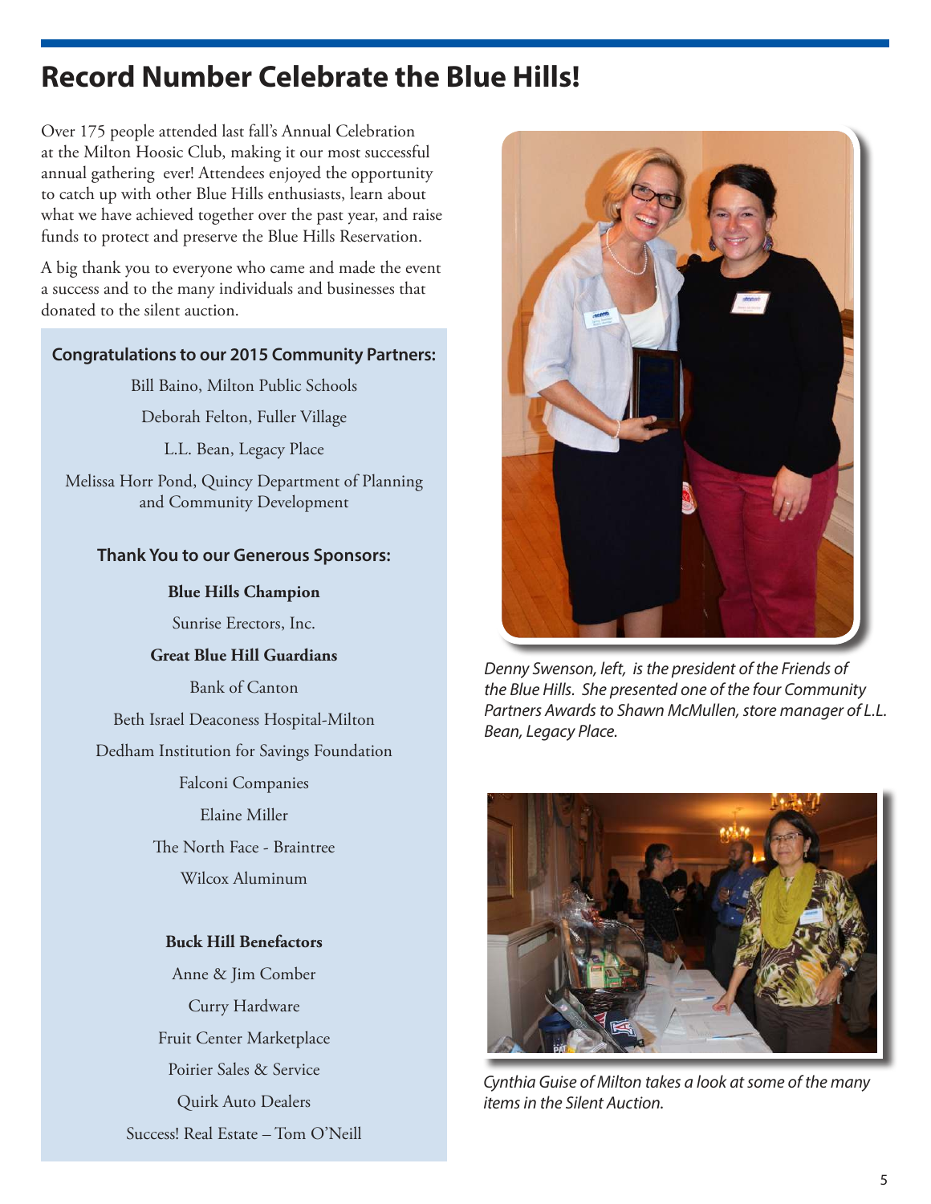# Record Number Celebrate the Blue Hills!

Over 175 people attended last fall's Annual Celebration at the Milton Hoosic Club, making it our most successful annual gathering ever! Attendees enjoyed the opportunity to catch up with other Blue Hills enthusiasts, learn about what we have achieved together over the past year, and raise funds to protect and preserve the Blue Hills Reservation.

A big thank you to everyone who came and made the event a success and to the many individuals and businesses that donated to the silent auction.

### Congratulations to our 2015 Community Partners:

Bill Baino, Milton Public Schools

Deborah Felton, Fuller Village

L.L. Bean, Legacy Place

Melissa Horr Pond, Quincy Department of Planning and Community Development

### Thank You to our Generous Sponsors:

**Blue Hills Champion**

Sunrise Erectors, Inc.

**Great Blue Hill Guardians**

Bank of Canton

Beth Israel Deaconess Hospital-Milton

Dedham Institution for Savings Foundation

Falconi Companies

Elaine Miller

The North Face - Braintree

Wilcox Aluminum

**Buck Hill Benefactors**

Anne & Jim Comber

Curry Hardware

Fruit Center Marketplace

Poirier Sales & Service

Quirk Auto Dealers

Success! Real Estate – Tom O'Neill

*Denny Swenson, left, is the president of the Friends of the Blue Hills. She presented one of the four Community Partners Awards to Shawn McMullen, store manager of L.L. Bean, Legacy Place.*

*Cynthia Guise of Milton takes a look at some of the many items in the Silent Auction.*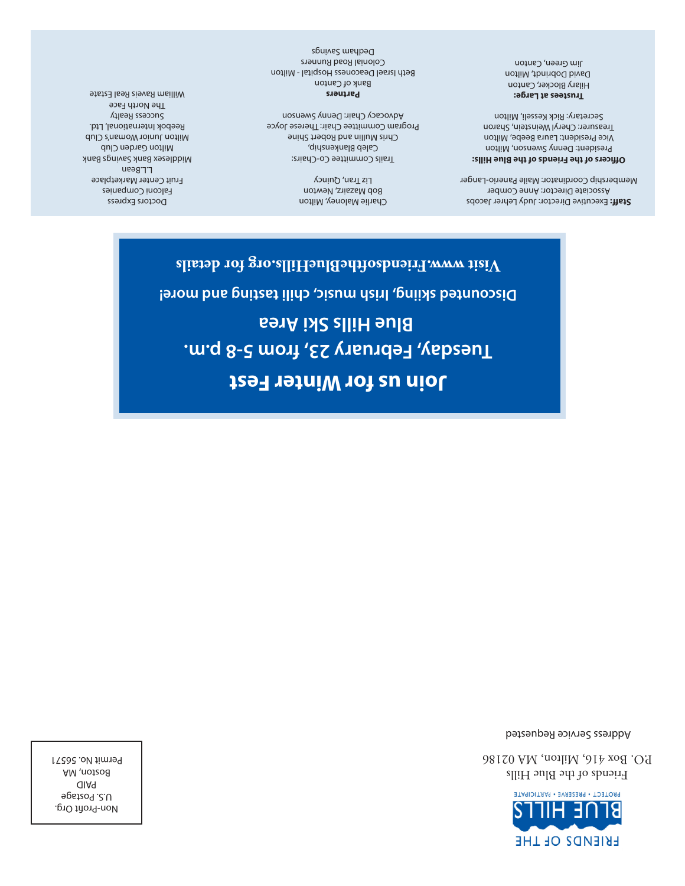**Staff:** Executive Director: Judy Lehrer Jacobs
Associate Director: Anne Comber
Membership Coordinator: Maile Panerio-Langer

**Officers of the Friends of the Blue Hills:**
President: Denny Swenson, Milton
Vice President: Laura Beebe, Milton
Treasurer: Cheryl Weinstein, Sharon
Secretary: Rick Kesseli, Milton

**Trustees at Large:**
Hilary Blocker, Canton
David Dobrindt, Milton
Jim Green, Canton

Charlie Maloney, Milton
Bob Mazairz, Newton
Liz Tran, Quincy

Trails Committee Co-Chairs:
Caleb Blankenship,
Chris Mullin and Robert Shine
Program Committee Chair: Therese Joyce
Advocacy Chair: Denny Swenson

**Partners**
Bank of Canton
Beth Israel Deaconess Hospital - Milton
Colonial Road Runners
Dedham Savings
Doctors Express
Falconi Companies
Fruit Center Marketplace
L.L.Bean
Middlesex Bank Savings Bank
Milton Garden Club
Milton Junior Woman's Club
Reebok International, Ltd.
Success Realty
The North Face
William Raveis Real Estate

# Join us for Winter Fest

## Tuesday, February 23, from 5-8 p.m.

## Blue Hills Ski Area

**Discounted skiing, irish music, chili tasting and more!**

**Visit www.FriendsoftheBlueHills.org for details**

FRIENDS OF THE BLUE HILLS
PROTECT • PRESERVE • PARTICIPATE

Friends of the Blue Hills
P.O. Box 416, Milton, MA 02186

Address Service Requested

Non-Profit Org.
U.S. Postage
PAID
Boston, MA
Permit No. 56571